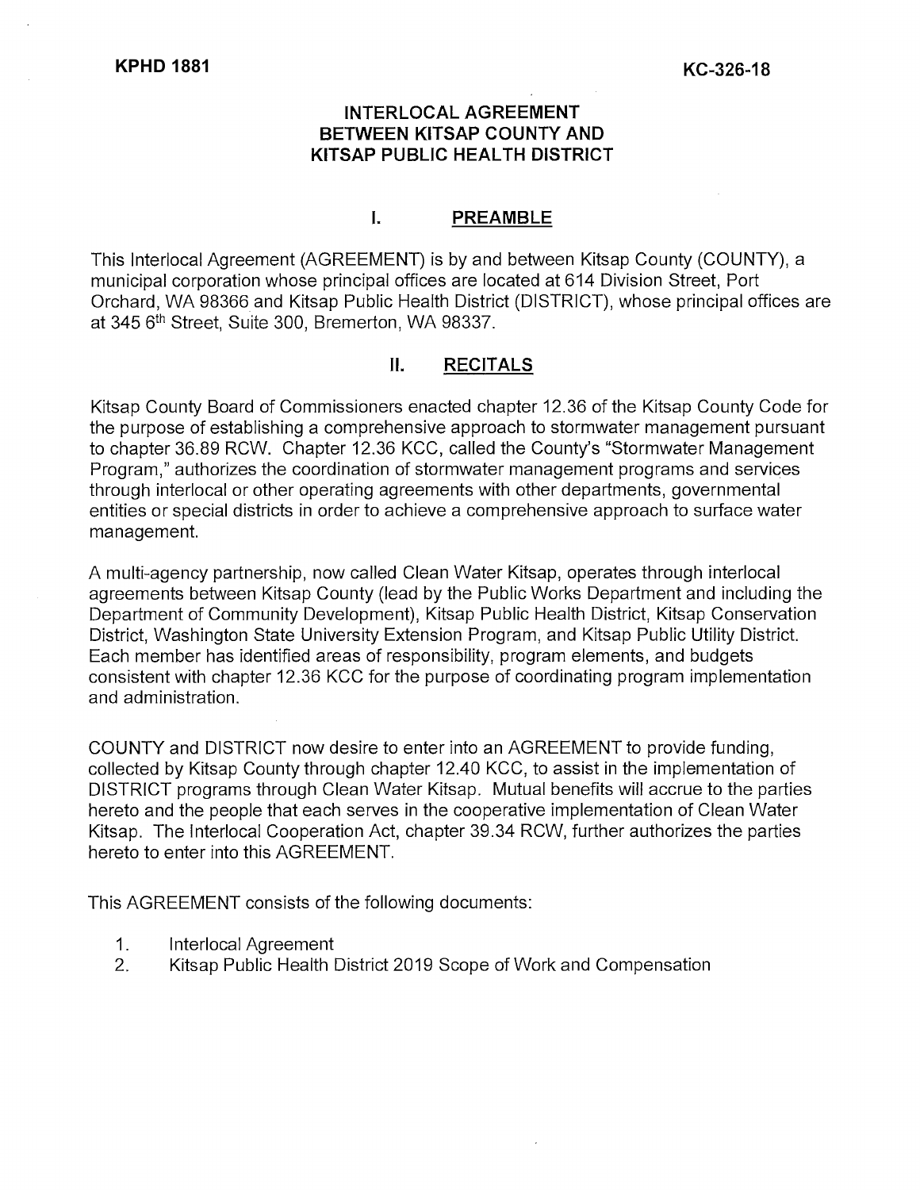**KPHD 1881** **KC-326-18**

# INTERLOCAL AGREEMENT BETWEEN KITSAP COUNTY AND KITSAP PUBLIC HEALTH DISTRICT

## I. PREAMBLE

This Interlocal Agreement (AGREEMENT) is by and between Kitsap County (COUNTY), a municipal corporation whose principal offices are located at 614 Division Street, Port Orchard, WA 98366 and Kitsap Public Health District (DISTRICT), whose principal offices are at 345 6th Street, Suite 300, Bremerton, WA 98337.

## II. RECITALS

Kitsap County Board of Commissioners enacted chapter 12.36 of the Kitsap County Code for the purpose of establishing a comprehensive approach to stormwater management pursuant to chapter 36.89 RCW. Chapter 12.36 KCC, called the County's "Stormwater Management Program," authorizes the coordination of stormwater management programs and services through interlocal or other operating agreements with other departments, governmental entities or special districts in order to achieve a comprehensive approach to surface water management.

A multi-agency partnership, now called Clean Water Kitsap, operates through interlocal agreements between Kitsap County (lead by the Public Works Department and including the Department of Community Development), Kitsap Public Health District, Kitsap Conservation District, Washington State University Extension Program, and Kitsap Public Utility District. Each member has identified areas of responsibility, program elements, and budgets consistent with chapter 12.36 KCC for the purpose of coordinating program implementation and administration.

COUNTY and DISTRICT now desire to enter into an AGREEMENT to provide funding, collected by Kitsap County through chapter 12.40 KCC, to assist in the implementation of DISTRICT programs through Clean Water Kitsap. Mutual benefits will accrue to the parties hereto and the people that each serves in the cooperative implementation of Clean Water Kitsap. The Interlocal Cooperation Act, chapter 39.34 RCW, further authorizes the parties hereto to enter into this AGREEMENT.

This AGREEMENT consists of the following documents:

1. Interlocal Agreement
2. Kitsap Public Health District 2019 Scope of Work and Compensation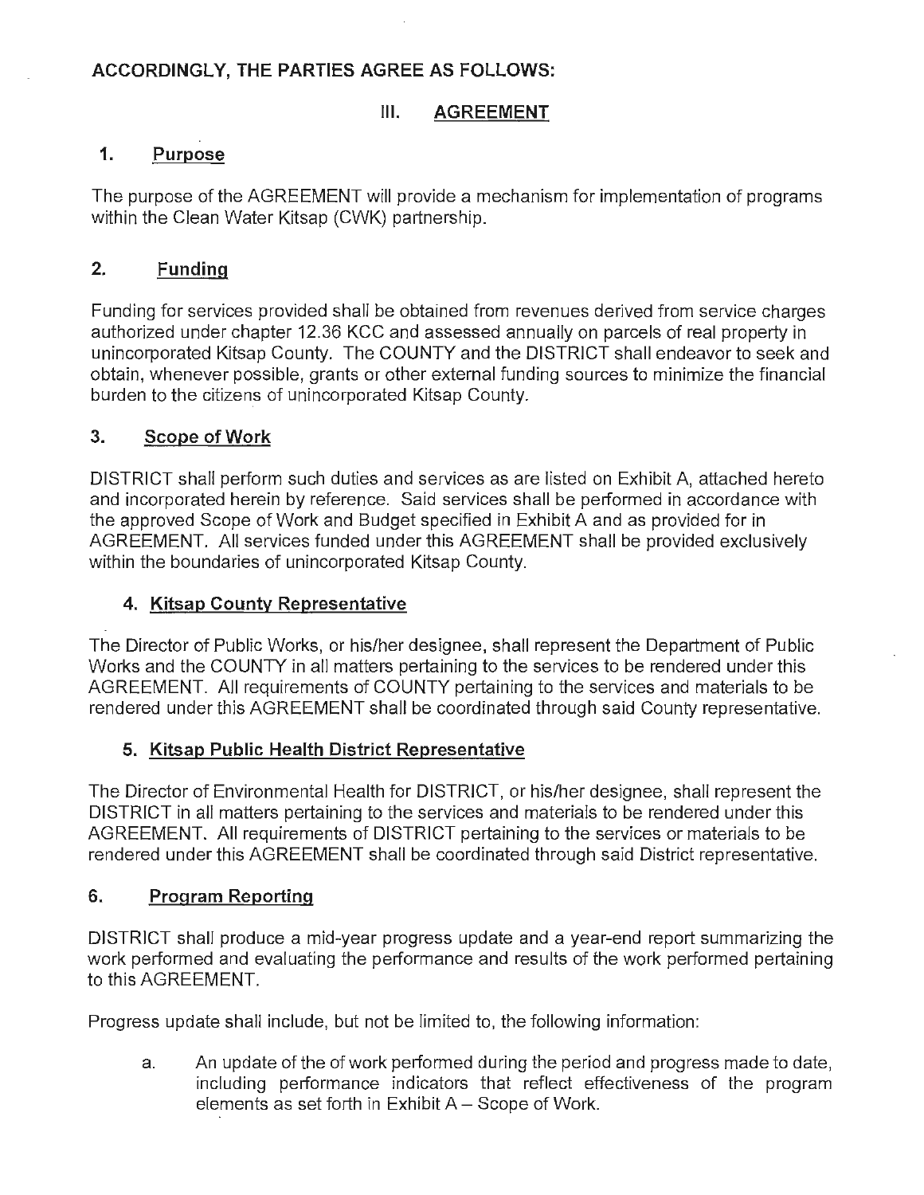**ACCORDINGLY, THE PARTIES AGREE AS FOLLOWS:**

## III. AGREEMENT

### 1. Purpose

The purpose of the AGREEMENT will provide a mechanism for implementation of programs within the Clean Water Kitsap (CWK) partnership.

### 2. Funding

Funding for services provided shall be obtained from revenues derived from service charges authorized under chapter 12.36 KCC and assessed annually on parcels of real property in unincorporated Kitsap County. The COUNTY and the DISTRICT shall endeavor to seek and obtain, whenever possible, grants or other external funding sources to minimize the financial burden to the citizens of unincorporated Kitsap County.

### 3. Scope of Work

DISTRICT shall perform such duties and services as are listed on Exhibit A, attached hereto and incorporated herein by reference. Said services shall be performed in accordance with the approved Scope of Work and Budget specified in Exhibit A and as provided for in AGREEMENT. All services funded under this AGREEMENT shall be provided exclusively within the boundaries of unincorporated Kitsap County.

### 4. Kitsap County Representative

The Director of Public Works, or his/her designee, shall represent the Department of Public Works and the COUNTY in all matters pertaining to the services to be rendered under this AGREEMENT. All requirements of COUNTY pertaining to the services and materials to be rendered under this AGREEMENT shall be coordinated through said County representative.

### 5. Kitsap Public Health District Representative

The Director of Environmental Health for DISTRICT, or his/her designee, shall represent the DISTRICT in all matters pertaining to the services and materials to be rendered under this AGREEMENT. All requirements of DISTRICT pertaining to the services or materials to be rendered under this AGREEMENT shall be coordinated through said District representative.

### 6. Program Reporting

DISTRICT shall produce a mid-year progress update and a year-end report summarizing the work performed and evaluating the performance and results of the work performed pertaining to this AGREEMENT.

Progress update shall include, but not be limited to, the following information:

a. An update of the of work performed during the period and progress made to date, including performance indicators that reflect effectiveness of the program elements as set forth in Exhibit A – Scope of Work.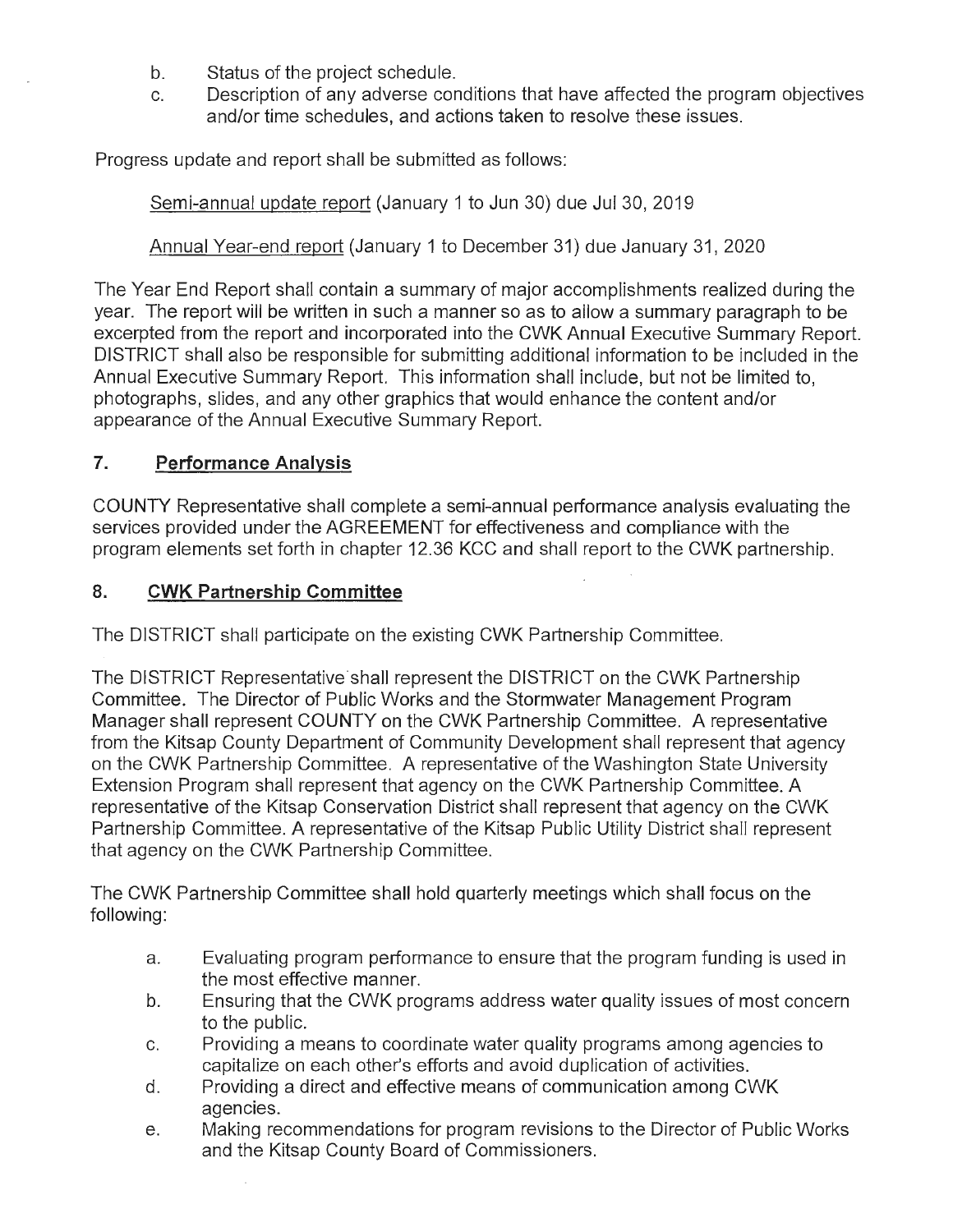b. Status of the project schedule.
c. Description of any adverse conditions that have affected the program objectives and/or time schedules, and actions taken to resolve these issues.

Progress update and report shall be submitted as follows:

<u>Semi-annual update report</u> (January 1 to Jun 30) due Jul 30, 2019

<u>Annual Year-end report</u> (January 1 to December 31) due January 31, 2020

The Year End Report shall contain a summary of major accomplishments realized during the year. The report will be written in such a manner so as to allow a summary paragraph to be excerpted from the report and incorporated into the CWK Annual Executive Summary Report. DISTRICT shall also be responsible for submitting additional information to be included in the Annual Executive Summary Report. This information shall include, but not be limited to, photographs, slides, and any other graphics that would enhance the content and/or appearance of the Annual Executive Summary Report.

## 7. Performance Analysis

COUNTY Representative shall complete a semi-annual performance analysis evaluating the services provided under the AGREEMENT for effectiveness and compliance with the program elements set forth in chapter 12.36 KCC and shall report to the CWK partnership.

## 8. CWK Partnership Committee

The DISTRICT shall participate on the existing CWK Partnership Committee.

The DISTRICT Representative shall represent the DISTRICT on the CWK Partnership Committee. The Director of Public Works and the Stormwater Management Program Manager shall represent COUNTY on the CWK Partnership Committee. A representative from the Kitsap County Department of Community Development shall represent that agency on the CWK Partnership Committee. A representative of the Washington State University Extension Program shall represent that agency on the CWK Partnership Committee. A representative of the Kitsap Conservation District shall represent that agency on the CWK Partnership Committee. A representative of the Kitsap Public Utility District shall represent that agency on the CWK Partnership Committee.

The CWK Partnership Committee shall hold quarterly meetings which shall focus on the following:

a. Evaluating program performance to ensure that the program funding is used in the most effective manner.
b. Ensuring that the CWK programs address water quality issues of most concern to the public.
c. Providing a means to coordinate water quality programs among agencies to capitalize on each other's efforts and avoid duplication of activities.
d. Providing a direct and effective means of communication among CWK agencies.
e. Making recommendations for program revisions to the Director of Public Works and the Kitsap County Board of Commissioners.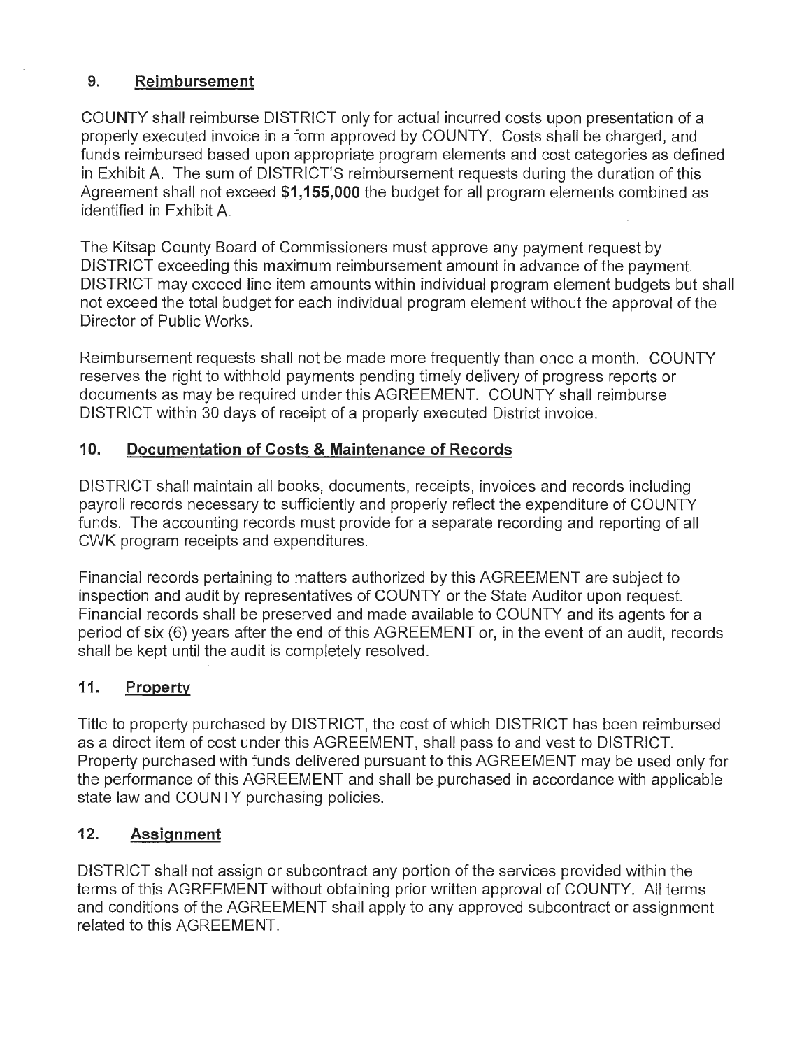## 9. Reimbursement

COUNTY shall reimburse DISTRICT only for actual incurred costs upon presentation of a properly executed invoice in a form approved by COUNTY. Costs shall be charged, and funds reimbursed based upon appropriate program elements and cost categories as defined in Exhibit A. The sum of DISTRICT'S reimbursement requests during the duration of this Agreement shall not exceed **$1,155,000** the budget for all program elements combined as identified in Exhibit A.

The Kitsap County Board of Commissioners must approve any payment request by DISTRICT exceeding this maximum reimbursement amount in advance of the payment. DISTRICT may exceed line item amounts within individual program element budgets but shall not exceed the total budget for each individual program element without the approval of the Director of Public Works.

Reimbursement requests shall not be made more frequently than once a month. COUNTY reserves the right to withhold payments pending timely delivery of progress reports or documents as may be required under this AGREEMENT. COUNTY shall reimburse DISTRICT within 30 days of receipt of a properly executed District invoice.

## 10. Documentation of Costs & Maintenance of Records

DISTRICT shall maintain all books, documents, receipts, invoices and records including payroll records necessary to sufficiently and properly reflect the expenditure of COUNTY funds. The accounting records must provide for a separate recording and reporting of all CWK program receipts and expenditures.

Financial records pertaining to matters authorized by this AGREEMENT are subject to inspection and audit by representatives of COUNTY or the State Auditor upon request. Financial records shall be preserved and made available to COUNTY and its agents for a period of six (6) years after the end of this AGREEMENT or, in the event of an audit, records shall be kept until the audit is completely resolved.

## 11. Property

Title to property purchased by DISTRICT, the cost of which DISTRICT has been reimbursed as a direct item of cost under this AGREEMENT, shall pass to and vest to DISTRICT. Property purchased with funds delivered pursuant to this AGREEMENT may be used only for the performance of this AGREEMENT and shall be purchased in accordance with applicable state law and COUNTY purchasing policies.

## 12. Assignment

DISTRICT shall not assign or subcontract any portion of the services provided within the terms of this AGREEMENT without obtaining prior written approval of COUNTY. All terms and conditions of the AGREEMENT shall apply to any approved subcontract or assignment related to this AGREEMENT.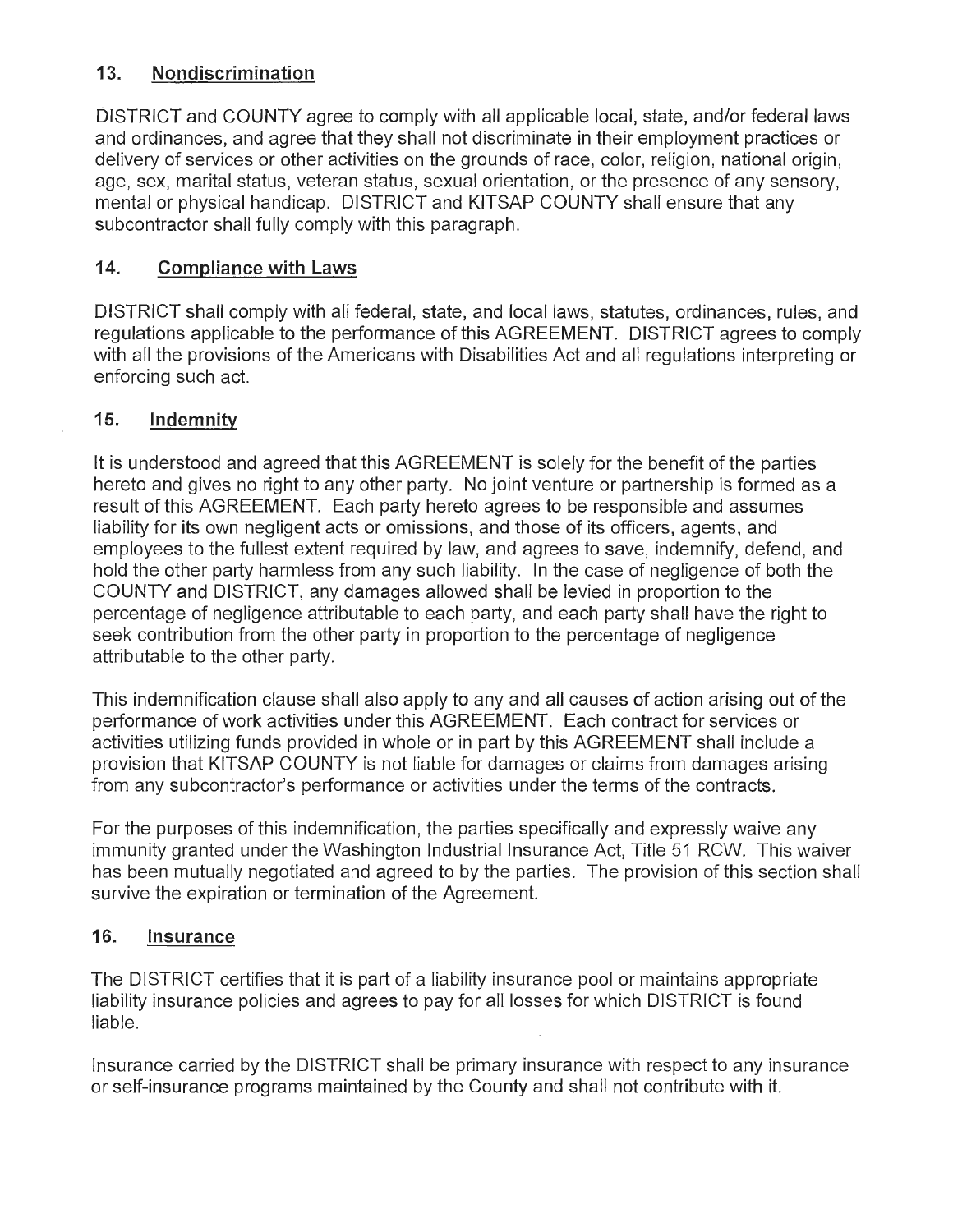## 13. Nondiscrimination

DISTRICT and COUNTY agree to comply with all applicable local, state, and/or federal laws and ordinances, and agree that they shall not discriminate in their employment practices or delivery of services or other activities on the grounds of race, color, religion, national origin, age, sex, marital status, veteran status, sexual orientation, or the presence of any sensory, mental or physical handicap. DISTRICT and KITSAP COUNTY shall ensure that any subcontractor shall fully comply with this paragraph.

## 14. Compliance with Laws

DISTRICT shall comply with all federal, state, and local laws, statutes, ordinances, rules, and regulations applicable to the performance of this AGREEMENT. DISTRICT agrees to comply with all the provisions of the Americans with Disabilities Act and all regulations interpreting or enforcing such act.

## 15. Indemnity

It is understood and agreed that this AGREEMENT is solely for the benefit of the parties hereto and gives no right to any other party. No joint venture or partnership is formed as a result of this AGREEMENT. Each party hereto agrees to be responsible and assumes liability for its own negligent acts or omissions, and those of its officers, agents, and employees to the fullest extent required by law, and agrees to save, indemnify, defend, and hold the other party harmless from any such liability. In the case of negligence of both the COUNTY and DISTRICT, any damages allowed shall be levied in proportion to the percentage of negligence attributable to each party, and each party shall have the right to seek contribution from the other party in proportion to the percentage of negligence attributable to the other party.

This indemnification clause shall also apply to any and all causes of action arising out of the performance of work activities under this AGREEMENT. Each contract for services or activities utilizing funds provided in whole or in part by this AGREEMENT shall include a provision that KITSAP COUNTY is not liable for damages or claims from damages arising from any subcontractor's performance or activities under the terms of the contracts.

For the purposes of this indemnification, the parties specifically and expressly waive any immunity granted under the Washington Industrial Insurance Act, Title 51 RCW. This waiver has been mutually negotiated and agreed to by the parties. The provision of this section shall survive the expiration or termination of the Agreement.

## 16. Insurance

The DISTRICT certifies that it is part of a liability insurance pool or maintains appropriate liability insurance policies and agrees to pay for all losses for which DISTRICT is found liable.

Insurance carried by the DISTRICT shall be primary insurance with respect to any insurance or self-insurance programs maintained by the County and shall not contribute with it.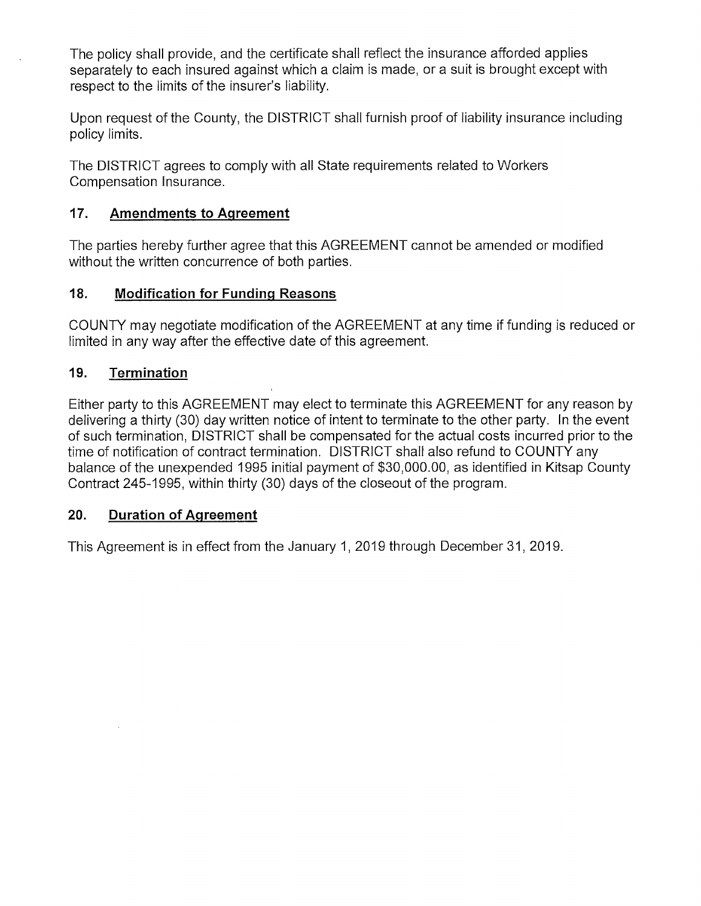The policy shall provide, and the certificate shall reflect the insurance afforded applies separately to each insured against which a claim is made, or a suit is brought except with respect to the limits of the insurer's liability.

Upon request of the County, the DISTRICT shall furnish proof of liability insurance including policy limits.

The DISTRICT agrees to comply with all State requirements related to Workers Compensation Insurance.

## 17. Amendments to Agreement

The parties hereby further agree that this AGREEMENT cannot be amended or modified without the written concurrence of both parties.

## 18. Modification for Funding Reasons

COUNTY may negotiate modification of the AGREEMENT at any time if funding is reduced or limited in any way after the effective date of this agreement.

## 19. Termination

Either party to this AGREEMENT may elect to terminate this AGREEMENT for any reason by delivering a thirty (30) day written notice of intent to terminate to the other party. In the event of such termination, DISTRICT shall be compensated for the actual costs incurred prior to the time of notification of contract termination. DISTRICT shall also refund to COUNTY any balance of the unexpended 1995 initial payment of $30,000.00, as identified in Kitsap County Contract 245-1995, within thirty (30) days of the closeout of the program.

## 20. Duration of Agreement

This Agreement is in effect from the January 1, 2019 through December 31, 2019.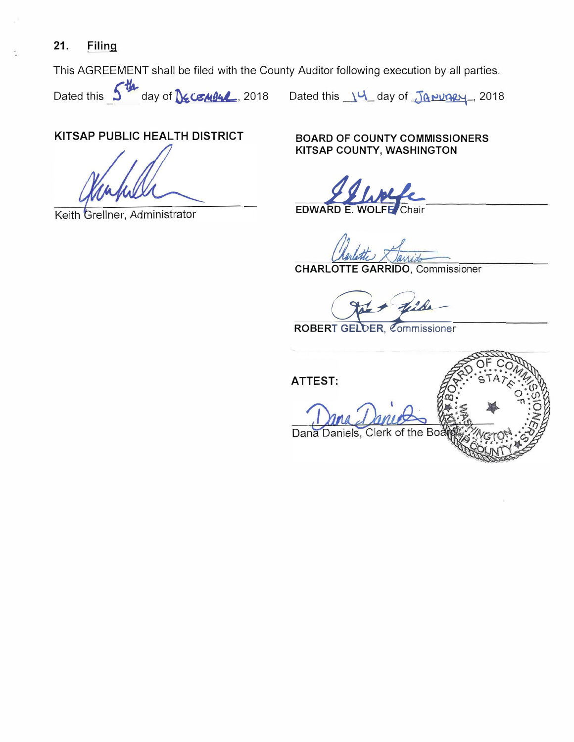## 21. Filing

This AGREEMENT shall be filed with the County Auditor following execution by all parties.

Dated this 5th day of December, 2018 Dated this 14 day of January, 2018

**KITSAP PUBLIC HEALTH DISTRICT**

Keith Grellner, Administrator

**BOARD OF COUNTY COMMISSIONERS**
**KITSAP COUNTY, WASHINGTON**

**EDWARD E. WOLFE**, Chair

**CHARLOTTE GARRIDO**, Commissioner

**ROBERT GELDER**, Commissioner

**ATTEST:**

Dana Daniels, Clerk of the Board

BOARD OF COMMISSIONERS • STATE OF WASHINGTON • KITSAP COUNTY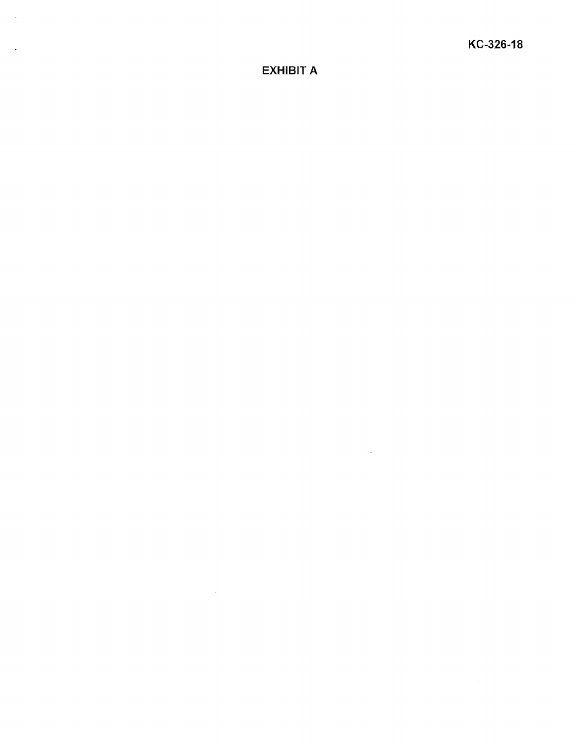KC-326-18

# EXHIBIT A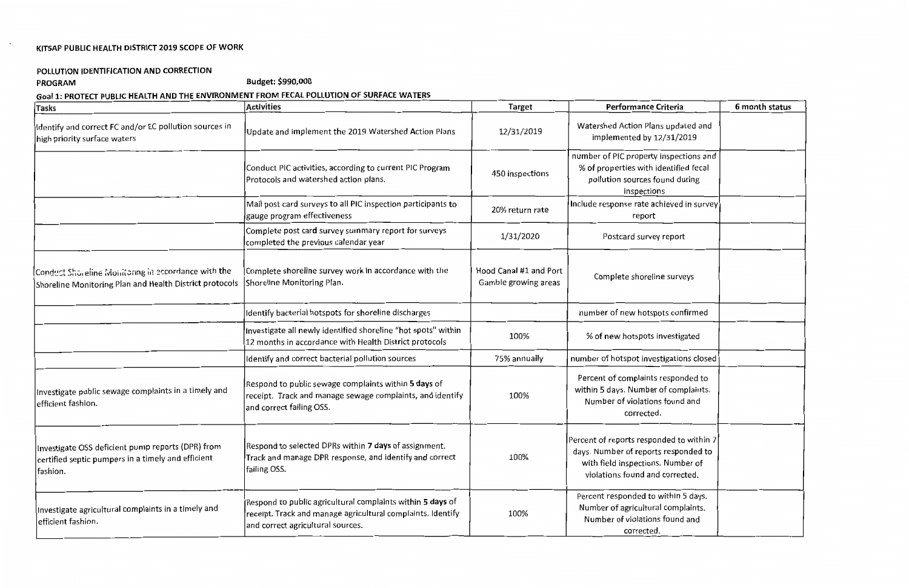KITSAP PUBLIC HEALTH DISTRICT 2019 SCOPE OF WORK

**POLLUTION IDENTIFICATION AND CORRECTION PROGRAM** **Budget: $990,000**

**Goal 1: PROTECT PUBLIC HEALTH AND THE ENVIRONMENT FROM FECAL POLLUTION OF SURFACE WATERS**

| Tasks | Activities | Target | Performance Criteria | 6 month status |
|---|---|---|---|---|
| Identify and correct FC and/or EC pollution sources in high priority surface waters | Update and implement the 2019 Watershed Action Plans | 12/31/2019 | Watershed Action Plans updated and implemented by 12/31/2019 | |
| | Conduct PIC activities, according to current PIC Program Protocols and watershed action plans. | 450 inspections | number of PIC property inspections and % of properties with identified fecal pollution sources found during inspections | |
| | Mail post card surveys to all PIC inspection participants to gauge program effectiveness | 20% return rate | Include response rate achieved in survey report | |
| | Complete post card survey summary report for surveys completed the previous calendar year | 1/31/2020 | Postcard survey report | |
| Conduct Shoreline Monitoring in accordance with the Shoreline Monitoring Plan and Health District protocols | Complete shoreline survey work in accordance with the Shoreline Monitoring Plan. | Hood Canal #1 and Port Gamble growing areas | Complete shoreline surveys | |
| | Identify bacterial hotspots for shoreline discharges | | number of new hotspots confirmed | |
| | Investigate all newly identified shoreline "hot spots" within 12 months in accordance with Health District protocols | 100% | % of new hotspots investigated | |
| | Identify and correct bacterial pollution sources | 75% annually | number of hotspot investigations closed | |
| Investigate public sewage complaints in a timely and efficient fashion. | Respond to public sewage complaints within **5 days** of receipt. Track and manage sewage complaints, and identify and correct failing OSS. | 100% | Percent of complaints responded to within 5 days. Number of complaints. Number of violations found and corrected. | |
| Investigate OSS deficient pump reports (DPR) from certified septic pumpers in a timely and efficient fashion. | Respond to selected DPRs within **7 days** of assignment. Track and manage DPR response, and identify and correct failing OSS. | 100% | Percent of reports responded to within 7 days. Number of reports responded to with field inspections. Number of violations found and corrected. | |
| Investigate agricultural complaints in a timely and efficient fashion. | Respond to public agricultural complaints within **5 days** of receipt. Track and manage agricultural complaints. Identify and correct agricultural sources. | 100% | Percent responded to within 5 days. Number of agricultural complaints. Number of violations found and corrected. | |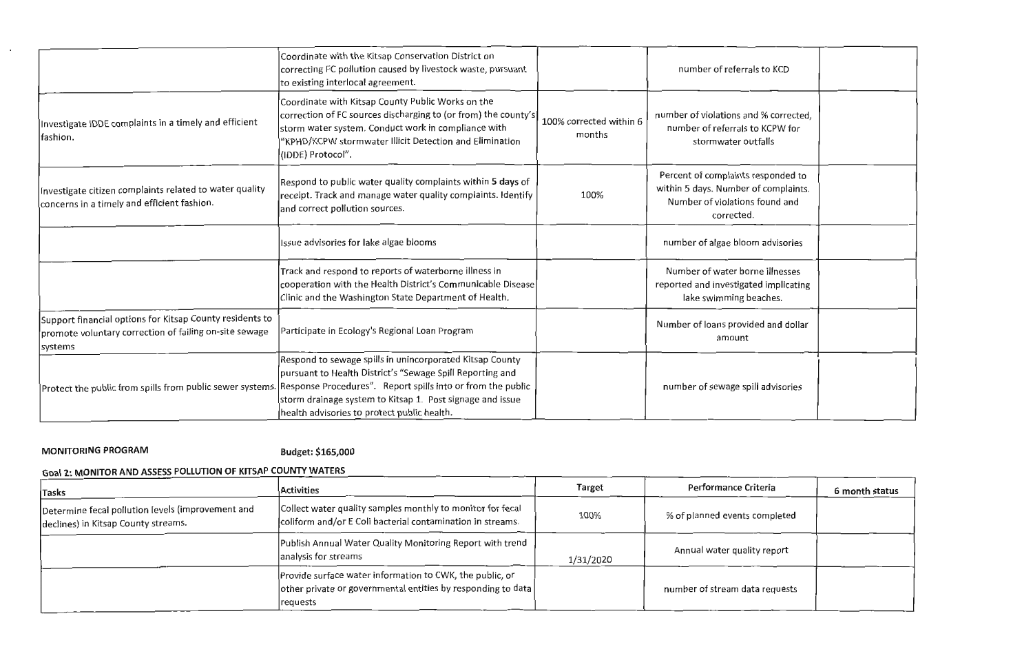| | | | | |
|---|---|---|---|---|
| | Coordinate with the Kitsap Conservation District on correcting FC pollution caused by livestock waste, pursuant to existing interlocal agreement. | | number of referrals to KCD | |
| Investigate IDDE complaints in a timely and efficient fashion. | Coordinate with Kitsap County Public Works on the correction of FC sources discharging to (or from) the county's storm water system. Conduct work in compliance with "KPHD/KCPW stormwater Illicit Detection and Elimination (IDDE) Protocol". | 100% corrected within 6 months | number of violations and % corrected, number of referrals to KCPW for stormwater outfalls | |
| Investigate citizen complaints related to water quality concerns in a timely and efficient fashion. | Respond to public water quality complaints within **5 days** of receipt. Track and manage water quality complaints. Identify and correct pollution sources. | 100% | Percent of complaints responded to within 5 days. Number of complaints. Number of violations found and corrected. | |
| | Issue advisories for lake algae blooms | | number of algae bloom advisories | |
| | Track and respond to reports of waterborne illness in cooperation with the Health District's Communicable Disease Clinic and the Washington State Department of Health. | | Number of water borne illnesses reported and investigated implicating lake swimming beaches. | |
| Support financial options for Kitsap County residents to promote voluntary correction of failing on-site sewage systems | Participate in Ecology's Regional Loan Program | | Number of loans provided and dollar amount | |
| Protect the public from spills from public sewer systems. | Respond to sewage spills in unincorporated Kitsap County pursuant to Health District's "Sewage Spill Reporting and Response Procedures". Report spills into or from the public storm drainage system to Kitsap 1. Post signage and issue health advisories to protect public health. | | number of sewage spill advisories | |

**MONITORING PROGRAM** **Budget: $165,000**

**Goal 2: MONITOR AND ASSESS POLLUTION OF KITSAP COUNTY WATERS**

| Tasks | Activities | Target | Performance Criteria | 6 month status |
|---|---|---|---|---|
| Determine fecal pollution levels (improvement and declines) in Kitsap County streams. | Collect water quality samples monthly to monitor for fecal coliform and/or E Coli bacterial contamination in streams. | 100% | % of planned events completed | |
| | Publish Annual Water Quality Monitoring Report with trend analysis for streams | 1/31/2020 | Annual water quality report | |
| | Provide surface water information to CWK, the public, or other private or governmental entities by responding to data requests | | number of stream data requests | |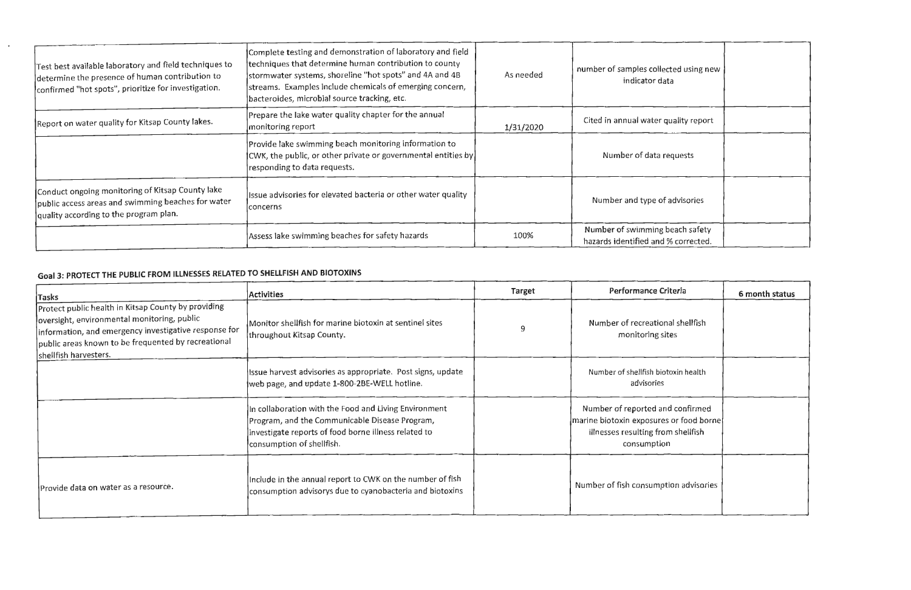| | | | | |
|---|---|---|---|---|
| Test best available laboratory and field techniques to determine the presence of human contribution to confirmed "hot spots", prioritize for investigation. | Complete testing and demonstration of laboratory and field techniques that determine human contribution to county stormwater systems, shoreline "hot spots" and 4A and 4B streams. Examples include chemicals of emerging concern, bacteroides, microbial source tracking, etc. | As needed | number of samples collected using new indicator data | |
| Report on water quality for Kitsap County lakes. | Prepare the lake water quality chapter for the annual monitoring report | 1/31/2020 | Cited in annual water quality report | |
| | Provide lake swimming beach monitoring information to CWK, the public, or other private or governmental entities by responding to data requests. | | Number of data requests | |
| Conduct ongoing monitoring of Kitsap County lake public access areas and swimming beaches for water quality according to the program plan. | Issue advisories for elevated bacteria or other water quality concerns | | Number and type of advisories | |
| | Assess lake swimming beaches for safety hazards | 100% | Number of swimming beach safety hazards identified and % corrected. | |

**Goal 3: PROTECT THE PUBLIC FROM ILLNESSES RELATED TO SHELLFISH AND BIOTOXINS**

| Tasks | Activities | Target | Performance Criteria | 6 month status |
|---|---|---|---|---|
| Protect public health in Kitsap County by providing oversight, environmental monitoring, public information, and emergency investigative response for public areas known to be frequented by recreational shellfish harvesters. | Monitor shellfish for marine biotoxin at sentinel sites throughout Kitsap County. | 9 | Number of recreational shellfish monitoring sites | |
| | Issue harvest advisories as appropriate. Post signs, update web page, and update 1-800-2BE-WELL hotline. | | Number of shellfish biotoxin health advisories | |
| | In collaboration with the Food and Living Environment Program, and the Communicable Disease Program, investigate reports of food borne illness related to consumption of shellfish. | | Number of reported and confirmed marine biotoxin exposures or food borne illnesses resulting from shellfish consumption | |
| Provide data on water as a resource. | Include in the annual report to CWK on the number of fish consumption advisorys due to cyanobacteria and biotoxins | | Number of fish consumption advisories | |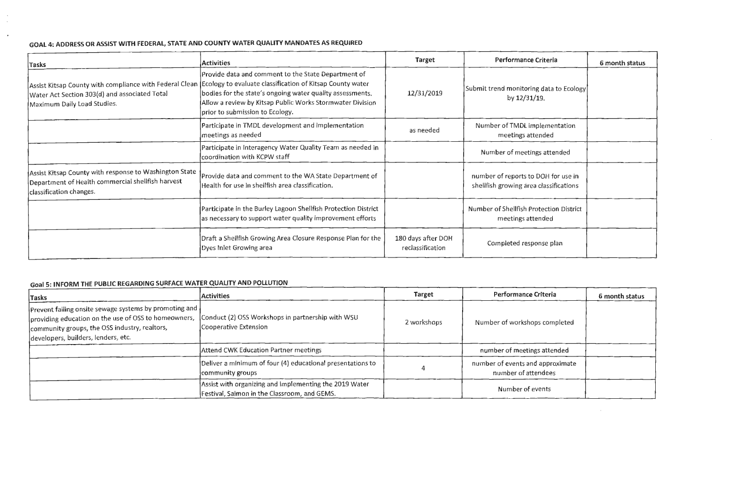### GOAL 4: ADDRESS OR ASSIST WITH FEDERAL, STATE AND COUNTY WATER QUALITY MANDATES AS REQUIRED

| Tasks | Activities | Target | Performance Criteria | 6 month status |
|---|---|---|---|---|
| Assist Kitsap County with compliance with Federal Clean Water Act Section 303(d) and associated Total Maximum Daily Load Studies. | Provide data and comment to the State Department of Ecology to evaluate classification of Kitsap County water bodies for the state's ongoing water quality assessments. Allow a review by Kitsap Public Works Stormwater Division prior to submission to Ecology. | 12/31/2019 | Submit trend monitoring data to Ecology by 12/31/19. | |
| | Participate in TMDL development and implementation meetings as needed | as needed | Number of TMDL implementation meetings attended | |
| | Participate in Interagency Water Quality Team as needed in coordination with KCPW staff | | Number of meetings attended | |
| Assist Kitsap County with response to Washington State Department of Health commercial shellfish harvest classification changes. | Provide data and comment to the WA State Department of Health for use in shellfish area classification. | | number of reports to DOH for use in shellfish growing area classifications | |
| | Participate in the Burley Lagoon Shellfish Protection District as necessary to support water quality improvement efforts | | Number of Shellfish Protection District meetings attended | |
| | Draft a Shellfish Growing Area Closure Response Plan for the Dyes Inlet Growing area | 180 days after DOH reclassification | Completed response plan | |

### Goal 5: INFORM THE PUBLIC REGARDING SURFACE WATER QUALITY AND POLLUTION

| Tasks | Activities | Target | Performance Criteria | 6 month status |
|---|---|---|---|---|
| Prevent failing onsite sewage systems by promoting and providing education on the use of OSS to homeowners, community groups, the OSS industry, realtors, developers, builders, lenders, etc. | Conduct (2) OSS Workshops in partnership with WSU Cooperative Extension | 2 workshops | Number of workshops completed | |
| | Attend CWK Education Partner meetings | | number of meetings attended | |
| | Deliver a minimum of four (4) educational presentations to community groups | 4 | number of events and approximate number of attendees | |
| | Assist with organizing and implementing the 2019 Water Festival, Salmon in the Classroom, and GEMS. | | Number of events | |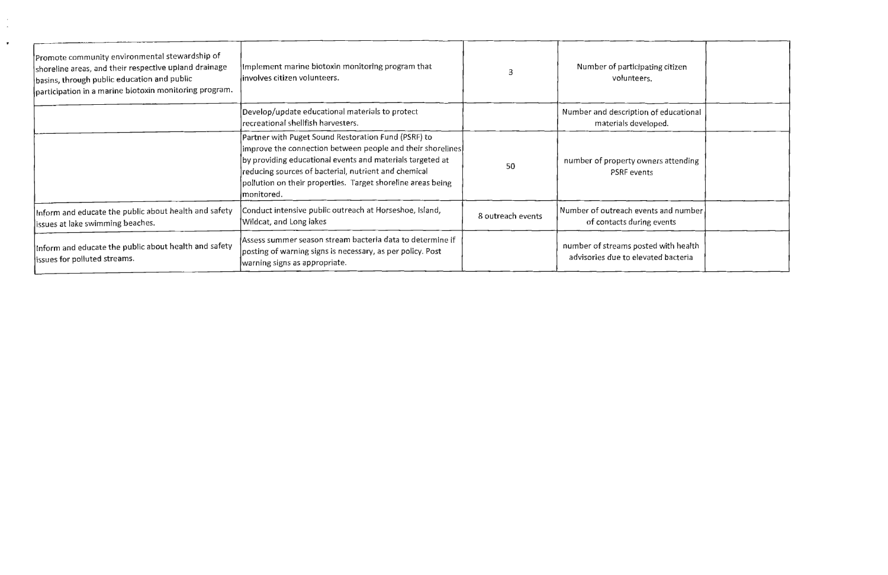| | | | | |
|---|---|---|---|---|
| Promote community environmental stewardship of shoreline areas, and their respective upland drainage basins, through public education and public participation in a marine biotoxin monitoring program. | Implement marine biotoxin monitoring program that involves citizen volunteers. | 3 | Number of participating citizen volunteers. | |
| | Develop/update educational materials to protect recreational shellfish harvesters. | | Number and description of educational materials developed. | |
| | Partner with Puget Sound Restoration Fund (PSRF) to improve the connection between people and their shorelines by providing educational events and materials targeted at reducing sources of bacterial, nutrient and chemical pollution on their properties. Target shoreline areas being monitored. | 50 | number of property owners attending PSRF events | |
| Inform and educate the public about health and safety issues at lake swimming beaches. | Conduct intensive public outreach at Horseshoe, Island, Wildcat, and Long lakes | 8 outreach events | Number of outreach events and number of contacts during events | |
| Inform and educate the public about health and safety issues for polluted streams. | Assess summer season stream bacteria data to determine if posting of warning signs is necessary, as per policy. Post warning signs as appropriate. | | number of streams posted with health advisories due to elevated bacteria | |